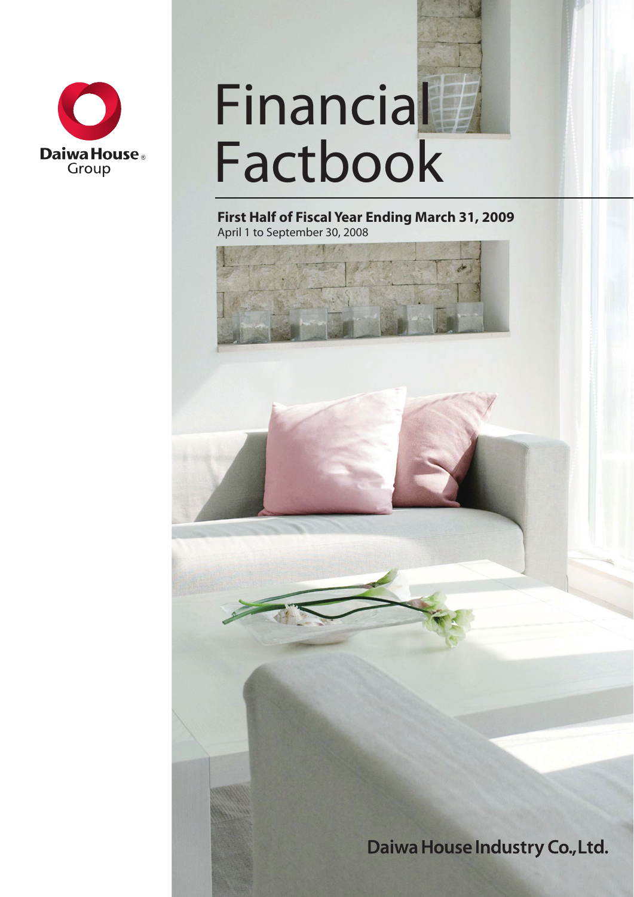Daiwa House® Group

# Financial Factbook

**First Half of Fiscal Year Ending March 31, 2009**
April 1 to September 30, 2008

**Daiwa House Industry Co.,Ltd.**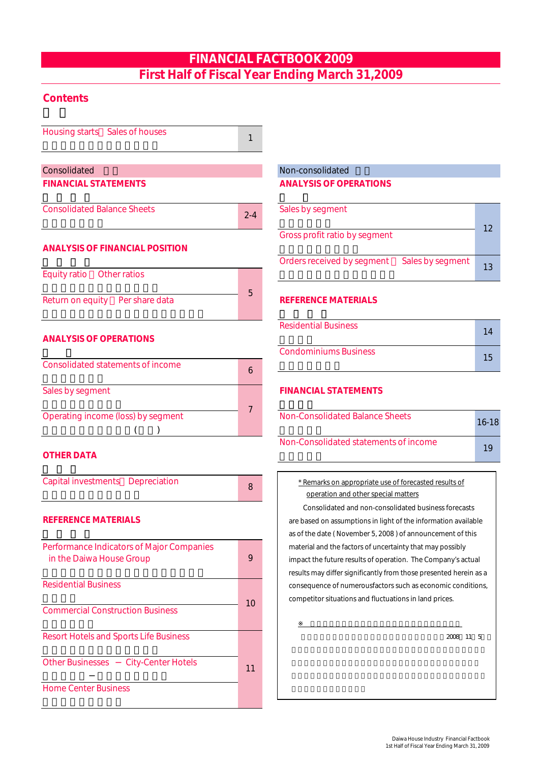# FINANCIAL FACTBOOK 2009
## First Half of Fiscal Year Ending March 31,2009

## Contents

| | |
|---|---|
| Housing starts・Sales of houses | 1 |

### Consolidated

#### FINANCIAL STATEMENTS

| | |
|---|---|
| Consolidated Balance Sheets | 2-4 |

#### ANALYSIS OF FINANCIAL POSITION

| | |
|---|---|
| Equity ratio・Other ratios | 5 |
| Return on equity・Per share data | |

#### ANALYSIS OF OPERATIONS

| | |
|---|---|
| Consolidated statements of income | 6 |
| Sales by segment | 7 |
| Operating income (loss) by segment | |

#### OTHER DATA

| | |
|---|---|
| Capital investments・Depreciation | 8 |

#### REFERENCE MATERIALS

| | |
|---|---|
| Performance Indicators of Major Companies in the Daiwa House Group | 9 |
| Residential Business | 10 |
| Commercial Construction Business | |
| Resort Hotels and Sports Life Business | 11 |
| Other Businesses ― City-Center Hotels | |
| Home Center Business | |

### Non-consolidated

#### ANALYSIS OF OPERATIONS

| | |
|---|---|
| Sales by segment | 12 |
| Gross profit ratio by segment | |
| Orders received by segment・Sales by segment | 13 |

#### REFERENCE MATERIALS

| | |
|---|---|
| Residential Business | 14 |
| Condominiums Business | 15 |

#### FINANCIAL STATEMENTS

| | |
|---|---|
| Non-Consolidated Balance Sheets | 16-18 |
| Non-Consolidated statements of income | 19 |

---

* Remarks on appropriate use of forecasted results of operation and other special matters

Consolidated and non-consolidated business forecasts are based on assumptions in light of the information available as of the date ( November 5, 2008 ) of announcement of this material and the factors of uncertainty that may possibly impact the future results of operation. The Company's actual results may differ significantly from those presented herein as a consequence of numerousfactors such as economic conditions, competitor situations and fluctuations in land prices.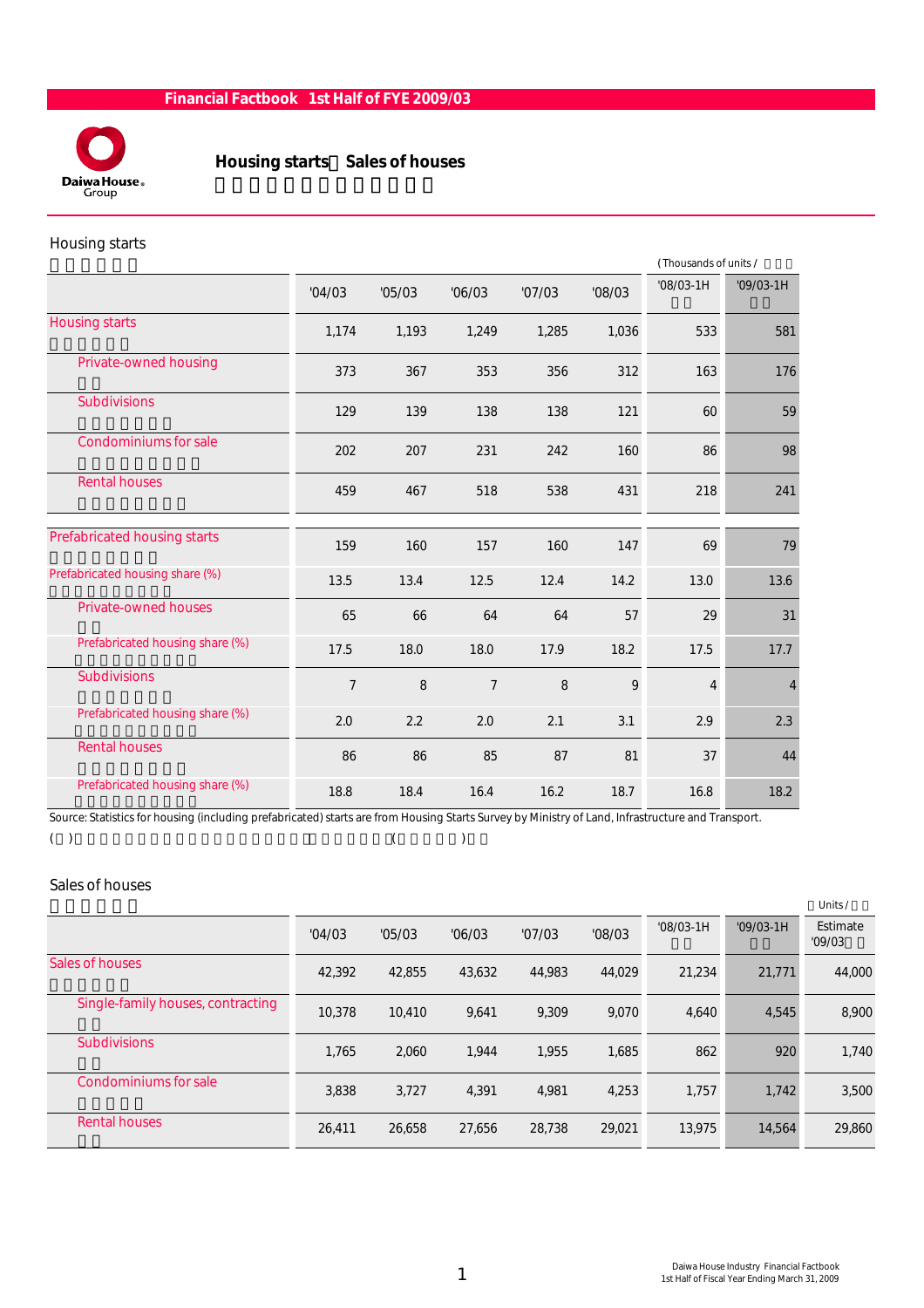# Housing starts・Sales of houses

## Housing starts

(Thousands of units / )

| | '04/03 | '05/03 | '06/03 | '07/03 | '08/03 | '08/03-1H | '09/03-1H |
|---|---|---|---|---|---|---|---|
| Housing starts | 1,174 | 1,193 | 1,249 | 1,285 | 1,036 | 533 | 581 |
| Private-owned housing | 373 | 367 | 353 | 356 | 312 | 163 | 176 |
| Subdivisions | 129 | 139 | 138 | 138 | 121 | 60 | 59 |
| Condominiums for sale | 202 | 207 | 231 | 242 | 160 | 86 | 98 |
| Rental houses | 459 | 467 | 518 | 538 | 431 | 218 | 241 |
| Prefabricated housing starts | 159 | 160 | 157 | 160 | 147 | 69 | 79 |
| Prefabricated housing share (%) | 13.5 | 13.4 | 12.5 | 12.4 | 14.2 | 13.0 | 13.6 |
| Private-owned houses | 65 | 66 | 64 | 64 | 57 | 29 | 31 |
| Prefabricated housing share (%) | 17.5 | 18.0 | 18.0 | 17.9 | 18.2 | 17.5 | 17.7 |
| Subdivisions | 7 | 8 | 7 | 8 | 9 | 4 | 4 |
| Prefabricated housing share (%) | 2.0 | 2.2 | 2.0 | 2.1 | 3.1 | 2.9 | 2.3 |
| Rental houses | 86 | 86 | 85 | 87 | 81 | 37 | 44 |
| Prefabricated housing share (%) | 18.8 | 18.4 | 16.4 | 16.2 | 18.7 | 16.8 | 18.2 |

Source: Statistics for housing (including prefabricated) starts are from Housing Starts Survey by Ministry of Land, Infrastructure and Transport.

## Sales of houses

Units /

| | '04/03 | '05/03 | '06/03 | '07/03 | '08/03 | '08/03-1H | '09/03-1H | Estimate '09/03 |
|---|---|---|---|---|---|---|---|---|
| Sales of houses | 42,392 | 42,855 | 43,632 | 44,983 | 44,029 | 21,234 | 21,771 | 44,000 |
| Single-family houses, contracting | 10,378 | 10,410 | 9,641 | 9,309 | 9,070 | 4,640 | 4,545 | 8,900 |
| Subdivisions | 1,765 | 2,060 | 1,944 | 1,955 | 1,685 | 862 | 920 | 1,740 |
| Condominiums for sale | 3,838 | 3,727 | 4,391 | 4,981 | 4,253 | 1,757 | 1,742 | 3,500 |
| Rental houses | 26,411 | 26,658 | 27,656 | 28,738 | 29,021 | 13,975 | 14,564 | 29,860 |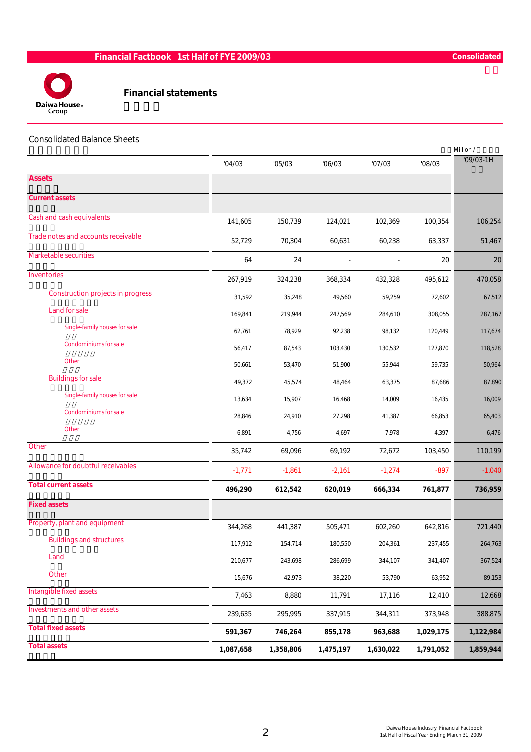## Financial statements

### Consolidated Balance Sheets

Million /

| | '04/03 | '05/03 | '06/03 | '07/03 | '08/03 | '09/03-1H |
|---|---|---|---|---|---|---|
| **Assets** | | | | | | |
| **Current assets** | | | | | | |
| Cash and cash equivalents | 141,605 | 150,739 | 124,021 | 102,369 | 100,354 | 106,254 |
| Trade notes and accounts receivable | 52,729 | 70,304 | 60,631 | 60,238 | 63,337 | 51,467 |
| Marketable securities | 64 | 24 | - | - | 20 | 20 |
| Inventories | 267,919 | 324,238 | 368,334 | 432,328 | 495,612 | 470,058 |
| Construction projects in progress | 31,592 | 35,248 | 49,560 | 59,259 | 72,602 | 67,512 |
| Land for sale | 169,841 | 219,944 | 247,569 | 284,610 | 308,055 | 287,167 |
| Single-family houses for sale | 62,761 | 78,929 | 92,238 | 98,132 | 120,449 | 117,674 |
| Condominiums for sale | 56,417 | 87,543 | 103,430 | 130,532 | 127,870 | 118,528 |
| Other | 50,661 | 53,470 | 51,900 | 55,944 | 59,735 | 50,964 |
| Buildings for sale | 49,372 | 45,574 | 48,464 | 63,375 | 87,686 | 87,890 |
| Single-family houses for sale | 13,634 | 15,907 | 16,468 | 14,009 | 16,435 | 16,009 |
| Condominiums for sale | 28,846 | 24,910 | 27,298 | 41,387 | 66,853 | 65,403 |
| Other | 6,891 | 4,756 | 4,697 | 7,978 | 4,397 | 6,476 |
| Other | 35,742 | 69,096 | 69,192 | 72,672 | 103,450 | 110,199 |
| Allowance for doubtful receivables | -1,771 | -1,861 | -2,161 | -1,274 | -897 | -1,040 |
| **Total current assets** | **496,290** | **612,542** | **620,019** | **666,334** | **761,877** | **736,959** |
| **Fixed assets** | | | | | | |
| Property, plant and equipment | 344,268 | 441,387 | 505,471 | 602,260 | 642,816 | 721,440 |
| Buildings and structures | 117,912 | 154,714 | 180,550 | 204,361 | 237,455 | 264,763 |
| Land | 210,677 | 243,698 | 286,699 | 344,107 | 341,407 | 367,524 |
| Other | 15,676 | 42,973 | 38,220 | 53,790 | 63,952 | 89,153 |
| Intangible fixed assets | 7,463 | 8,880 | 11,791 | 17,116 | 12,410 | 12,668 |
| Investments and other assets | 239,635 | 295,995 | 337,915 | 344,311 | 373,948 | 388,875 |
| **Total fixed assets** | **591,367** | **746,264** | **855,178** | **963,688** | **1,029,175** | **1,122,984** |
| **Total assets** | **1,087,658** | **1,358,806** | **1,475,197** | **1,630,022** | **1,791,052** | **1,859,944** |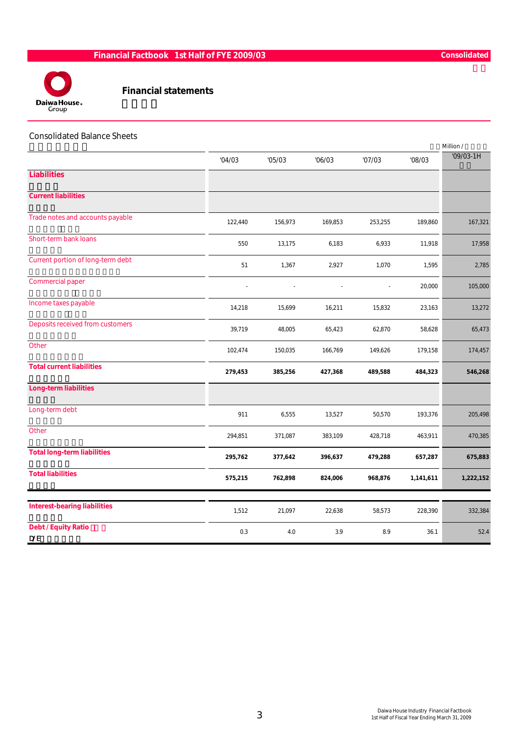# Financial statements

## Consolidated Balance Sheets

Million /

| | '04/03 | '05/03 | '06/03 | '07/03 | '08/03 | '09/03-1H |
|---|---|---|---|---|---|---|
| **Liabilities** | | | | | | |
| **Current liabilities** | | | | | | |
| Trade notes and accounts payable | 122,440 | 156,973 | 169,853 | 253,255 | 189,860 | 167,321 |
| Short-term bank loans | 550 | 13,175 | 6,183 | 6,933 | 11,918 | 17,958 |
| Current portion of long-term debt | 51 | 1,367 | 2,927 | 1,070 | 1,595 | 2,785 |
| Commercial paper | - | - | - | - | 20,000 | 105,000 |
| Income taxes payable | 14,218 | 15,699 | 16,211 | 15,832 | 23,163 | 13,272 |
| Deposits received from customers | 39,719 | 48,005 | 65,423 | 62,870 | 58,628 | 65,473 |
| Other | 102,474 | 150,035 | 166,769 | 149,626 | 179,158 | 174,457 |
| **Total current liabilities** | **279,453** | **385,256** | **427,368** | **489,588** | **484,323** | **546,268** |
| **Long-term liabilities** | | | | | | |
| Long-term debt | 911 | 6,555 | 13,527 | 50,570 | 193,376 | 205,498 |
| Other | 294,851 | 371,087 | 383,109 | 428,718 | 463,911 | 470,385 |
| **Total long-term liabilities** | **295,762** | **377,642** | **396,637** | **479,288** | **657,287** | **675,883** |
| **Total liabilities** | **575,215** | **762,898** | **824,006** | **968,876** | **1,141,611** | **1,222,152** |

| | '04/03 | '05/03 | '06/03 | '07/03 | '08/03 | '09/03-1H |
|---|---|---|---|---|---|---|
| **Interest-bearing liabilities** | 1,512 | 21,097 | 22,638 | 58,573 | 228,390 | 332,384 |
| **Debt / Equity Ratio** D/E | 0.3 | 4.0 | 3.9 | 8.9 | 36.1 | 52.4 |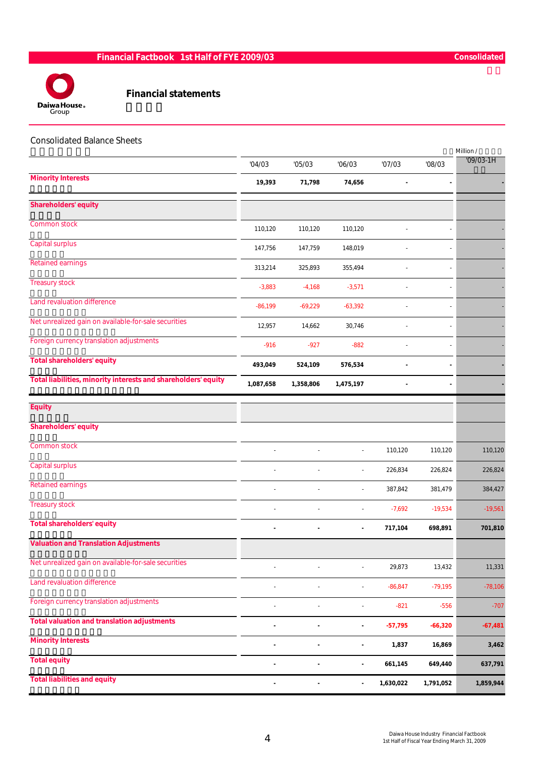## Financial statements

### Consolidated Balance Sheets

Million /

| | '04/03 | '05/03 | '06/03 | '07/03 | '08/03 | '09/03-1H |
|---|---|---|---|---|---|---|
| **Minority Interests** | **19,393** | **71,798** | **74,656** | **-** | **-** | **-** |
| **Shareholders' equity** | | | | | | |
| Common stock | 110,120 | 110,120 | 110,120 | - | - | - |
| Capital surplus | 147,756 | 147,759 | 148,019 | - | - | - |
| Retained earnings | 313,214 | 325,893 | 355,494 | - | - | - |
| Treasury stock | -3,883 | -4,168 | -3,571 | - | - | - |
| Land revaluation difference | -86,199 | -69,229 | -63,392 | - | - | - |
| Net unrealized gain on available-for-sale securities | 12,957 | 14,662 | 30,746 | - | - | - |
| Foreign currency translation adjustments | -916 | -927 | -882 | - | - | - |
| **Total shareholders' equity** | **493,049** | **524,109** | **576,534** | **-** | **-** | **-** |
| **Total liabilities, minority interests and shareholders' equity** | **1,087,658** | **1,358,806** | **1,475,197** | **-** | **-** | **-** |
| **Equity** | | | | | | |
| **Shareholders' equity** | | | | | | |
| Common stock | - | - | - | 110,120 | 110,120 | 110,120 |
| Capital surplus | - | - | - | 226,834 | 226,824 | 226,824 |
| Retained earnings | - | - | - | 387,842 | 381,479 | 384,427 |
| Treasury stock | - | - | - | -7,692 | -19,534 | -19,561 |
| **Total shareholders' equity** | **-** | **-** | **-** | **717,104** | **698,891** | **701,810** |
| **Valuation and Translation Adjustments** | | | | | | |
| Net unrealized gain on available-for-sale securities | - | - | - | 29,873 | 13,432 | 11,331 |
| Land revaluation difference | - | - | - | -86,847 | -79,195 | -78,106 |
| Foreign currency translation adjustments | - | - | - | -821 | -556 | -707 |
| **Total valuation and translation adjustments** | **-** | **-** | **-** | **-57,795** | **-66,320** | **-67,481** |
| **Minority Interests** | **-** | **-** | **-** | **1,837** | **16,869** | **3,462** |
| **Total equity** | **-** | **-** | **-** | **661,145** | **649,440** | **637,791** |
| **Total liabilities and equity** | **-** | **-** | **-** | **1,630,022** | **1,791,052** | **1,859,944** |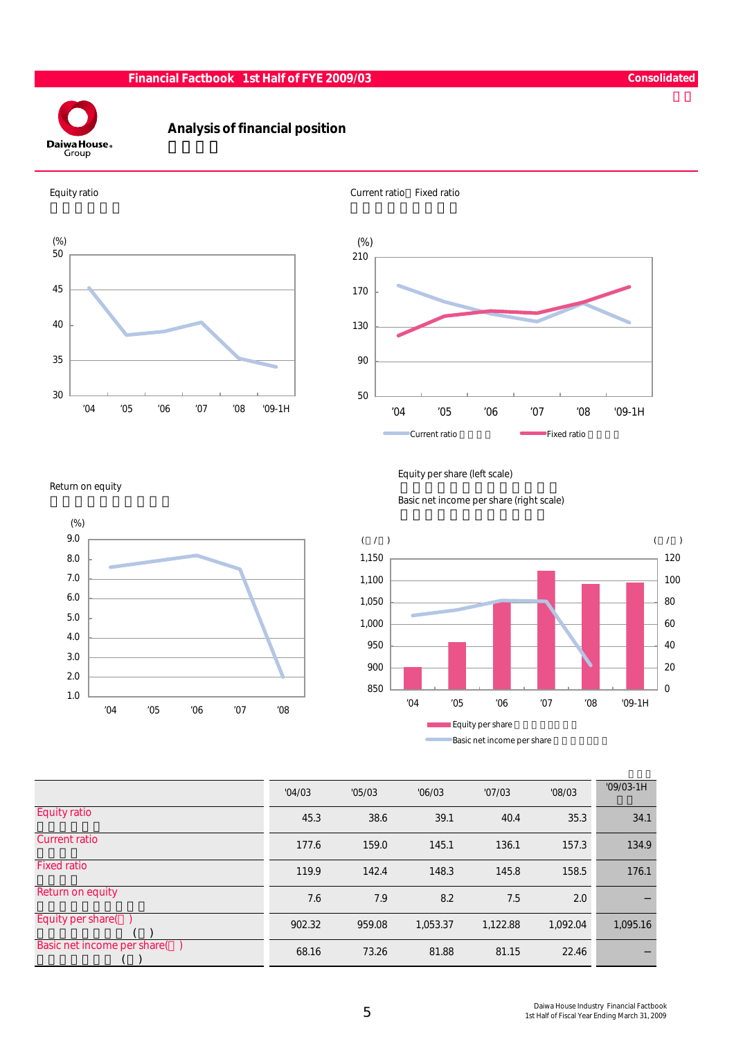Consolidated

# Analysis of financial position

Equity ratio

Current ratio／Fixed ratio

Return on equity

Equity per share (left scale)

Basic net income per share (right scale)

| | '04/03 | '05/03 | '06/03 | '07/03 | '08/03 | '09/03-1H |
|---|---|---|---|---|---|---|
| Equity ratio | 45.3 | 38.6 | 39.1 | 40.4 | 35.3 | 34.1 |
| Current ratio | 177.6 | 159.0 | 145.1 | 136.1 | 157.3 | 134.9 |
| Fixed ratio | 119.9 | 142.4 | 148.3 | 145.8 | 158.5 | 176.1 |
| Return on equity | 7.6 | 7.9 | 8.2 | 7.5 | 2.0 | ― |
| Equity per share | 902.32 | 959.08 | 1,053.37 | 1,122.88 | 1,092.04 | 1,095.16 |
| Basic net income per share | 68.16 | 73.26 | 81.88 | 81.15 | 22.46 | ― |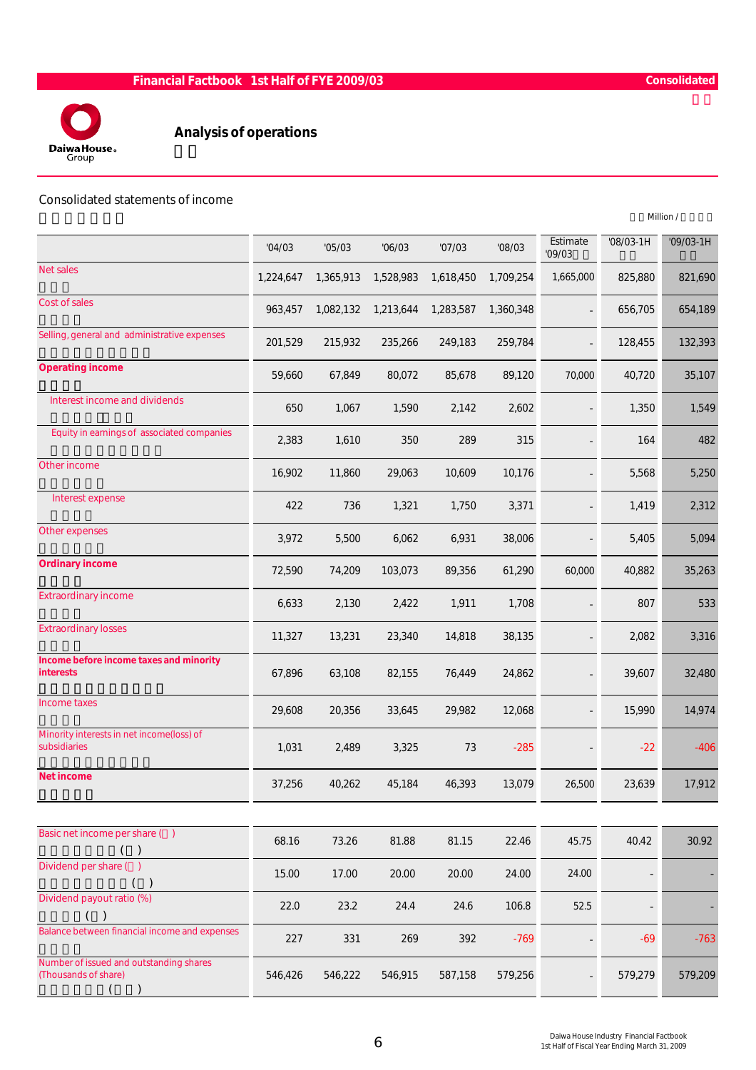# Analysis of operations

## Consolidated statements of income

Million /

| | '04/03 | '05/03 | '06/03 | '07/03 | '08/03 | Estimate '09/03 | '08/03-1H | '09/03-1H |
|---|---|---|---|---|---|---|---|---|
| Net sales | 1,224,647 | 1,365,913 | 1,528,983 | 1,618,450 | 1,709,254 | 1,665,000 | 825,880 | 821,690 |
| Cost of sales | 963,457 | 1,082,132 | 1,213,644 | 1,283,587 | 1,360,348 | - | 656,705 | 654,189 |
| Selling, general and administrative expenses | 201,529 | 215,932 | 235,266 | 249,183 | 259,784 | - | 128,455 | 132,393 |
| **Operating income** | 59,660 | 67,849 | 80,072 | 85,678 | 89,120 | 70,000 | 40,720 | 35,107 |
| Interest income and dividends | 650 | 1,067 | 1,590 | 2,142 | 2,602 | - | 1,350 | 1,549 |
| Equity in earnings of associated companies | 2,383 | 1,610 | 350 | 289 | 315 | - | 164 | 482 |
| Other income | 16,902 | 11,860 | 29,063 | 10,609 | 10,176 | - | 5,568 | 5,250 |
| Interest expense | 422 | 736 | 1,321 | 1,750 | 3,371 | - | 1,419 | 2,312 |
| Other expenses | 3,972 | 5,500 | 6,062 | 6,931 | 38,006 | - | 5,405 | 5,094 |
| **Ordinary income** | 72,590 | 74,209 | 103,073 | 89,356 | 61,290 | 60,000 | 40,882 | 35,263 |
| Extraordinary income | 6,633 | 2,130 | 2,422 | 1,911 | 1,708 | - | 807 | 533 |
| Extraordinary losses | 11,327 | 13,231 | 23,340 | 14,818 | 38,135 | - | 2,082 | 3,316 |
| **Income before income taxes and minority interests** | 67,896 | 63,108 | 82,155 | 76,449 | 24,862 | - | 39,607 | 32,480 |
| Income taxes | 29,608 | 20,356 | 33,645 | 29,982 | 12,068 | - | 15,990 | 14,974 |
| Minority interests in net income(loss) of subsidiaries | 1,031 | 2,489 | 3,325 | 73 | -285 | - | -22 | -406 |
| **Net income** | 37,256 | 40,262 | 45,184 | 46,393 | 13,079 | 26,500 | 23,639 | 17,912 |

| | '04/03 | '05/03 | '06/03 | '07/03 | '08/03 | Estimate '09/03 | '08/03-1H | '09/03-1H |
|---|---|---|---|---|---|---|---|---|
| Basic net income per share ( ) | 68.16 | 73.26 | 81.88 | 81.15 | 22.46 | 45.75 | 40.42 | 30.92 |
| Dividend per share ( ) | 15.00 | 17.00 | 20.00 | 20.00 | 24.00 | 24.00 | - | - |
| Dividend payout ratio (%) | 22.0 | 23.2 | 24.4 | 24.6 | 106.8 | 52.5 | - | - |
| Balance between financial income and expenses | 227 | 331 | 269 | 392 | -769 | - | -69 | -763 |
| Number of issued and outstanding shares (Thousands of share) | 546,426 | 546,222 | 546,915 | 587,158 | 579,256 | - | 579,279 | 579,209 |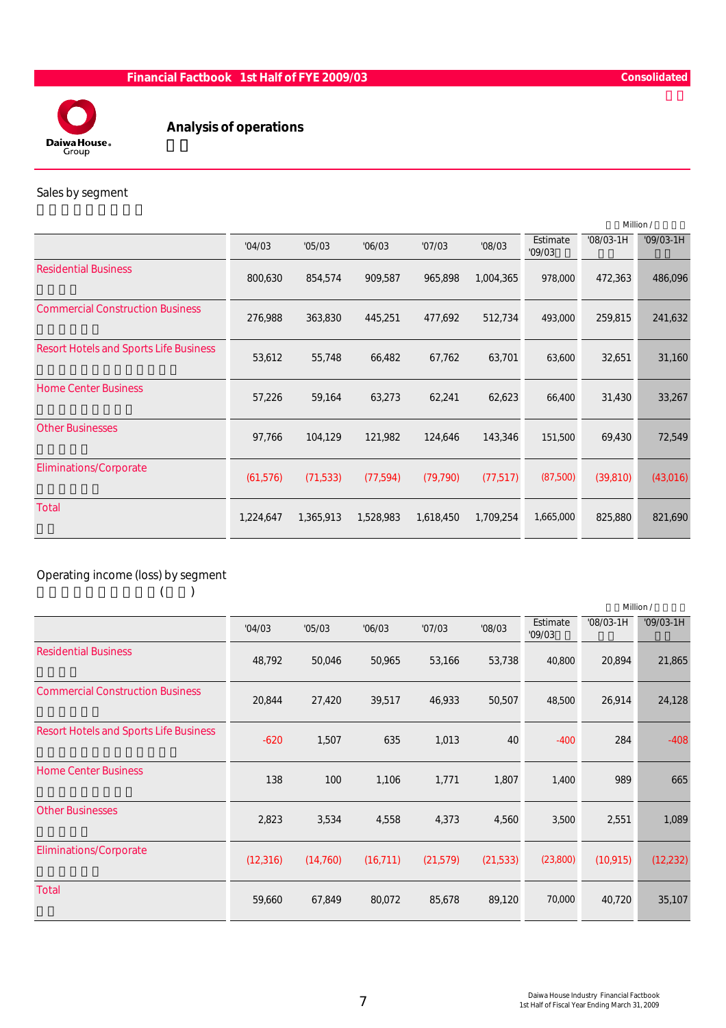## Analysis of operations

### Sales by segment

Million /

| | '04/03 | '05/03 | '06/03 | '07/03 | '08/03 | Estimate '09/03 | '08/03-1H | '09/03-1H |
|---|---|---|---|---|---|---|---|---|
| Residential Business | 800,630 | 854,574 | 909,587 | 965,898 | 1,004,365 | 978,000 | 472,363 | 486,096 |
| Commercial Construction Business | 276,988 | 363,830 | 445,251 | 477,692 | 512,734 | 493,000 | 259,815 | 241,632 |
| Resort Hotels and Sports Life Business | 53,612 | 55,748 | 66,482 | 67,762 | 63,701 | 63,600 | 32,651 | 31,160 |
| Home Center Business | 57,226 | 59,164 | 63,273 | 62,241 | 62,623 | 66,400 | 31,430 | 33,267 |
| Other Businesses | 97,766 | 104,129 | 121,982 | 124,646 | 143,346 | 151,500 | 69,430 | 72,549 |
| Eliminations/Corporate | (61,576) | (71,533) | (77,594) | (79,790) | (77,517) | (87,500) | (39,810) | (43,016) |
| Total | 1,224,647 | 1,365,913 | 1,528,983 | 1,618,450 | 1,709,254 | 1,665,000 | 825,880 | 821,690 |

### Operating income (loss) by segment

Million /

| | '04/03 | '05/03 | '06/03 | '07/03 | '08/03 | Estimate '09/03 | '08/03-1H | '09/03-1H |
|---|---|---|---|---|---|---|---|---|
| Residential Business | 48,792 | 50,046 | 50,965 | 53,166 | 53,738 | 40,800 | 20,894 | 21,865 |
| Commercial Construction Business | 20,844 | 27,420 | 39,517 | 46,933 | 50,507 | 48,500 | 26,914 | 24,128 |
| Resort Hotels and Sports Life Business | -620 | 1,507 | 635 | 1,013 | 40 | -400 | 284 | -408 |
| Home Center Business | 138 | 100 | 1,106 | 1,771 | 1,807 | 1,400 | 989 | 665 |
| Other Businesses | 2,823 | 3,534 | 4,558 | 4,373 | 4,560 | 3,500 | 2,551 | 1,089 |
| Eliminations/Corporate | (12,316) | (14,760) | (16,711) | (21,579) | (21,533) | (23,800) | (10,915) | (12,232) |
| Total | 59,660 | 67,849 | 80,072 | 85,678 | 89,120 | 70,000 | 40,720 | 35,107 |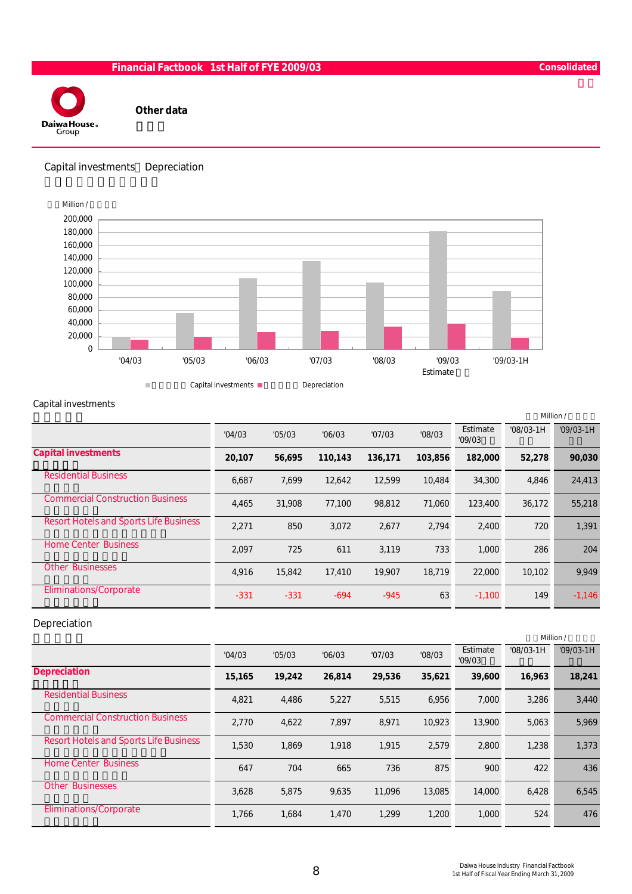# Other data

## Capital investments・Depreciation

Million /

| | '04/03 | '05/03 | '06/03 | '07/03 | '08/03 | '09/03 Estimate | '09/03-1H |
|---|---|---|---|---|---|---|---|
| Capital investments | 20,107 | 56,695 | 110,143 | 136,171 | 103,856 | 182,000 | 90,030 |
| Depreciation | 15,165 | 19,242 | 26,814 | 29,536 | 35,621 | 39,600 | 18,241 |

## Capital investments

Million /

| | '04/03 | '05/03 | '06/03 | '07/03 | '08/03 | Estimate '09/03 | '08/03-1H | '09/03-1H |
|---|---|---|---|---|---|---|---|---|
| **Capital investments** | **20,107** | **56,695** | **110,143** | **136,171** | **103,856** | **182,000** | **52,278** | **90,030** |
| Residential Business | 6,687 | 7,699 | 12,642 | 12,599 | 10,484 | 34,300 | 4,846 | 24,413 |
| Commercial Construction Business | 4,465 | 31,908 | 77,100 | 98,812 | 71,060 | 123,400 | 36,172 | 55,218 |
| Resort Hotels and Sports Life Business | 2,271 | 850 | 3,072 | 2,677 | 2,794 | 2,400 | 720 | 1,391 |
| Home Center Business | 2,097 | 725 | 611 | 3,119 | 733 | 1,000 | 286 | 204 |
| Other Businesses | 4,916 | 15,842 | 17,410 | 19,907 | 18,719 | 22,000 | 10,102 | 9,949 |
| Eliminations/Corporate | -331 | -331 | -694 | -945 | 63 | -1,100 | 149 | -1,146 |

## Depreciation

Million /

| | '04/03 | '05/03 | '06/03 | '07/03 | '08/03 | Estimate '09/03 | '08/03-1H | '09/03-1H |
|---|---|---|---|---|---|---|---|---|
| **Depreciation** | **15,165** | **19,242** | **26,814** | **29,536** | **35,621** | **39,600** | **16,963** | **18,241** |
| Residential Business | 4,821 | 4,486 | 5,227 | 5,515 | 6,956 | 7,000 | 3,286 | 3,440 |
| Commercial Construction Business | 2,770 | 4,622 | 7,897 | 8,971 | 10,923 | 13,900 | 5,063 | 5,969 |
| Resort Hotels and Sports Life Business | 1,530 | 1,869 | 1,918 | 1,915 | 2,579 | 2,800 | 1,238 | 1,373 |
| Home Center Business | 647 | 704 | 665 | 736 | 875 | 900 | 422 | 436 |
| Other Businesses | 3,628 | 5,875 | 9,635 | 11,096 | 13,085 | 14,000 | 6,428 | 6,545 |
| Eliminations/Corporate | 1,766 | 1,684 | 1,470 | 1,299 | 1,200 | 1,000 | 524 | 476 |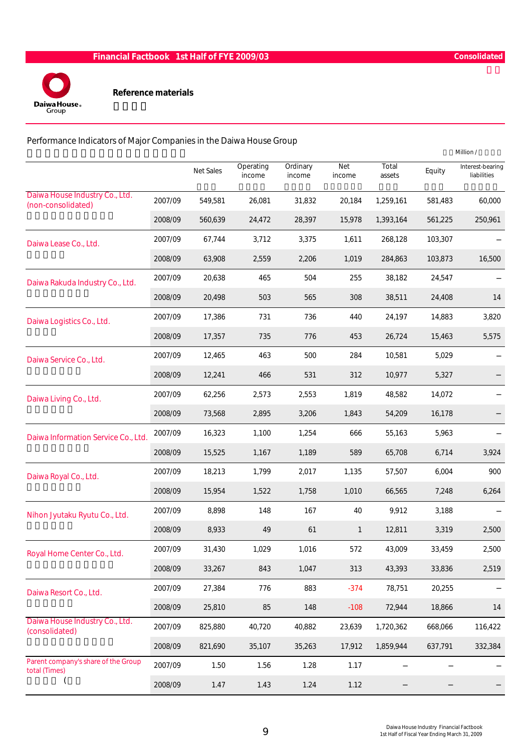## Reference materials

### Performance Indicators of Major Companies in the Daiwa House Group

Million /

| | | Net Sales | Operating income | Ordinary income | Net income | Total assets | Equity | Interest-bearing liabilities |
|---|---|---|---|---|---|---|---|---|
| Daiwa House Industry Co., Ltd. (non-consolidated) | 2007/09 | 549,581 | 26,081 | 31,832 | 20,184 | 1,259,161 | 581,483 | 60,000 |
| | 2008/09 | 560,639 | 24,472 | 28,397 | 15,978 | 1,393,164 | 561,225 | 250,961 |
| Daiwa Lease Co., Ltd. | 2007/09 | 67,744 | 3,712 | 3,375 | 1,611 | 268,128 | 103,307 | – |
| | 2008/09 | 63,908 | 2,559 | 2,206 | 1,019 | 284,863 | 103,873 | 16,500 |
| Daiwa Rakuda Industry Co., Ltd. | 2007/09 | 20,638 | 465 | 504 | 255 | 38,182 | 24,547 | – |
| | 2008/09 | 20,498 | 503 | 565 | 308 | 38,511 | 24,408 | 14 |
| Daiwa Logistics Co., Ltd. | 2007/09 | 17,386 | 731 | 736 | 440 | 24,197 | 14,883 | 3,820 |
| | 2008/09 | 17,357 | 735 | 776 | 453 | 26,724 | 15,463 | 5,575 |
| Daiwa Service Co., Ltd. | 2007/09 | 12,465 | 463 | 500 | 284 | 10,581 | 5,029 | – |
| | 2008/09 | 12,241 | 466 | 531 | 312 | 10,977 | 5,327 | – |
| Daiwa Living Co., Ltd. | 2007/09 | 62,256 | 2,573 | 2,553 | 1,819 | 48,582 | 14,072 | – |
| | 2008/09 | 73,568 | 2,895 | 3,206 | 1,843 | 54,209 | 16,178 | – |
| Daiwa Information Service Co., Ltd. | 2007/09 | 16,323 | 1,100 | 1,254 | 666 | 55,163 | 5,963 | – |
| | 2008/09 | 15,525 | 1,167 | 1,189 | 589 | 65,708 | 6,714 | 3,924 |
| Daiwa Royal Co., Ltd. | 2007/09 | 18,213 | 1,799 | 2,017 | 1,135 | 57,507 | 6,004 | 900 |
| | 2008/09 | 15,954 | 1,522 | 1,758 | 1,010 | 66,565 | 7,248 | 6,264 |
| Nihon Jyutaku Ryutu Co., Ltd. | 2007/09 | 8,898 | 148 | 167 | 40 | 9,912 | 3,188 | – |
| | 2008/09 | 8,933 | 49 | 61 | 1 | 12,811 | 3,319 | 2,500 |
| Royal Home Center Co., Ltd. | 2007/09 | 31,430 | 1,029 | 1,016 | 572 | 43,009 | 33,459 | 2,500 |
| | 2008/09 | 33,267 | 843 | 1,047 | 313 | 43,393 | 33,836 | 2,519 |
| Daiwa Resort Co., Ltd. | 2007/09 | 27,384 | 776 | 883 | -374 | 78,751 | 20,255 | – |
| | 2008/09 | 25,810 | 85 | 148 | -108 | 72,944 | 18,866 | 14 |
| Daiwa House Industry Co., Ltd. (consolidated) | 2007/09 | 825,880 | 40,720 | 40,882 | 23,639 | 1,720,362 | 668,066 | 116,422 |
| | 2008/09 | 821,690 | 35,107 | 35,263 | 17,912 | 1,859,944 | 637,791 | 332,384 |
| Parent company's share of the Group total (Times) | 2007/09 | 1.50 | 1.56 | 1.28 | 1.17 | – | – | – |
| | 2008/09 | 1.47 | 1.43 | 1.24 | 1.12 | – | – | – |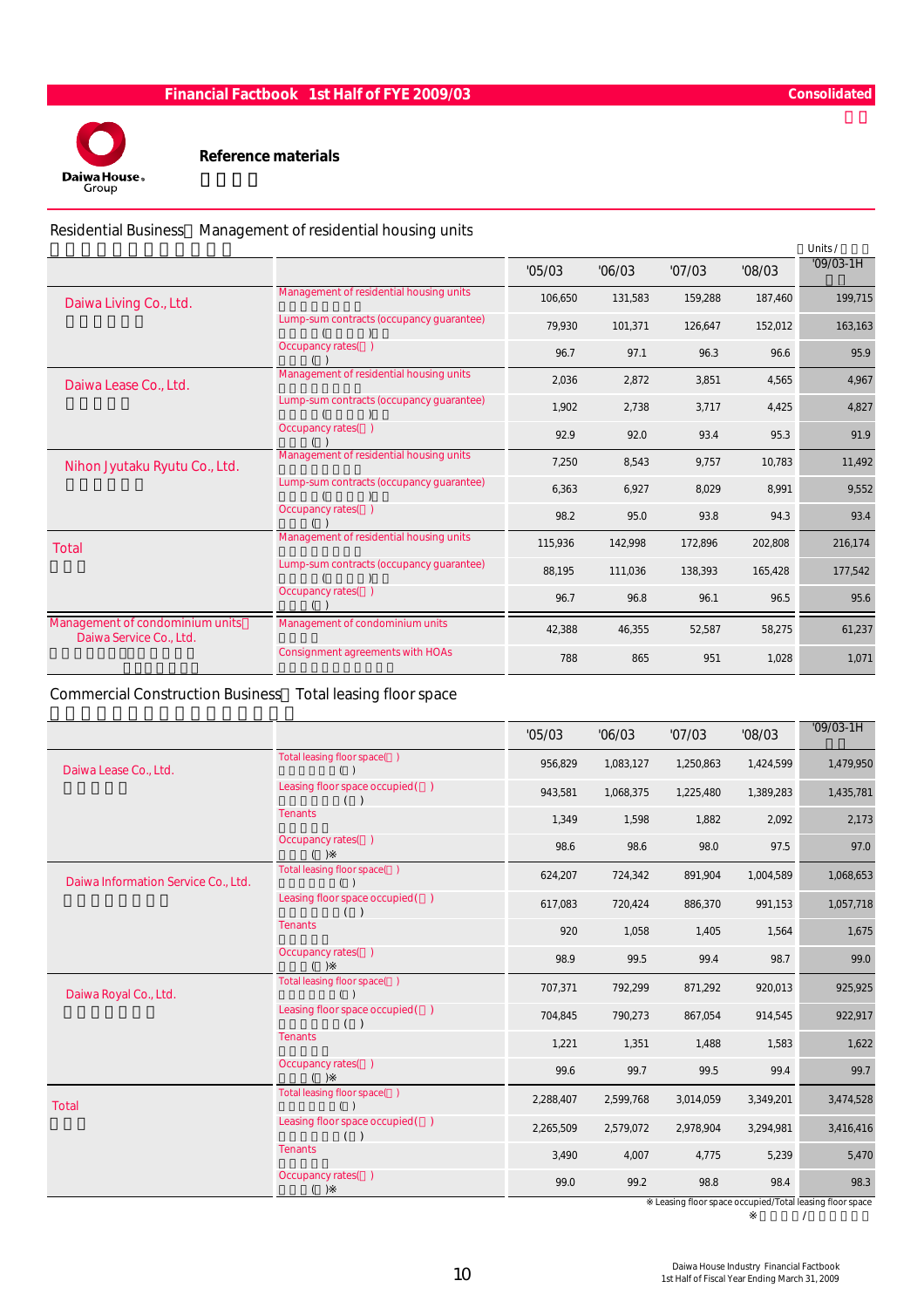Financial Factbook 1st Half of FYE 2009/03 — Consolidated

## Reference materials

### Residential Business：Management of residential housing units

Units

| | | '05/03 | '06/03 | '07/03 | '08/03 | '09/03-1H |
|---|---|---|---|---|---|---|
| Daiwa Living Co., Ltd. | Management of residential housing units | 106,650 | 131,583 | 159,288 | 187,460 | 199,715 |
| | Lump-sum contracts (occupancy guarantee) | 79,930 | 101,371 | 126,647 | 152,012 | 163,163 |
| | Occupancy rates(%) | 96.7 | 97.1 | 96.3 | 96.6 | 95.9 |
| Daiwa Lease Co., Ltd. | Management of residential housing units | 2,036 | 2,872 | 3,851 | 4,565 | 4,967 |
| | Lump-sum contracts (occupancy guarantee) | 1,902 | 2,738 | 3,717 | 4,425 | 4,827 |
| | Occupancy rates(%) | 92.9 | 92.0 | 93.4 | 95.3 | 91.9 |
| Nihon Jyutaku Ryutu Co., Ltd. | Management of residential housing units | 7,250 | 8,543 | 9,757 | 10,783 | 11,492 |
| | Lump-sum contracts (occupancy guarantee) | 6,363 | 6,927 | 8,029 | 8,991 | 9,552 |
| | Occupancy rates(%) | 98.2 | 95.0 | 93.8 | 94.3 | 93.4 |
| Total | Management of residential housing units | 115,936 | 142,998 | 172,896 | 202,808 | 216,174 |
| | Lump-sum contracts (occupancy guarantee) | 88,195 | 111,036 | 138,393 | 165,428 | 177,542 |
| | Occupancy rates(%) | 96.7 | 96.8 | 96.1 | 96.5 | 95.6 |
| Management of condominium units：Daiwa Service Co., Ltd. | Management of condominium units | 42,388 | 46,355 | 52,587 | 58,275 | 61,237 |
| | Consignment agreements with HOAs | 788 | 865 | 951 | 1,028 | 1,071 |

### Commercial Construction Business：Total leasing floor space

| | | '05/03 | '06/03 | '07/03 | '08/03 | '09/03-1H |
|---|---|---|---|---|---|---|
| Daiwa Lease Co., Ltd. | Total leasing floor space(㎡) | 956,829 | 1,083,127 | 1,250,863 | 1,424,599 | 1,479,950 |
| | Leasing floor space occupied(㎡) | 943,581 | 1,068,375 | 1,225,480 | 1,389,283 | 1,435,781 |
| | Tenants | 1,349 | 1,598 | 1,882 | 2,092 | 2,173 |
| | Occupancy rates(%)※ | 98.6 | 98.6 | 98.0 | 97.5 | 97.0 |
| Daiwa Information Service Co., Ltd. | Total leasing floor space(㎡) | 624,207 | 724,342 | 891,904 | 1,004,589 | 1,068,653 |
| | Leasing floor space occupied(㎡) | 617,083 | 720,424 | 886,370 | 991,153 | 1,057,718 |
| | Tenants | 920 | 1,058 | 1,405 | 1,564 | 1,675 |
| | Occupancy rates(%)※ | 98.9 | 99.5 | 99.4 | 98.7 | 99.0 |
| Daiwa Royal Co., Ltd. | Total leasing floor space(㎡) | 707,371 | 792,299 | 871,292 | 920,013 | 925,925 |
| | Leasing floor space occupied(㎡) | 704,845 | 790,273 | 867,054 | 914,545 | 922,917 |
| | Tenants | 1,221 | 1,351 | 1,488 | 1,583 | 1,622 |
| | Occupancy rates(%)※ | 99.6 | 99.7 | 99.5 | 99.4 | 99.7 |
| Total | Total leasing floor space(㎡) | 2,288,407 | 2,599,768 | 3,014,059 | 3,349,201 | 3,474,528 |
| | Leasing floor space occupied(㎡) | 2,265,509 | 2,579,072 | 2,978,904 | 3,294,981 | 3,416,416 |
| | Tenants | 3,490 | 4,007 | 4,775 | 5,239 | 5,470 |
| | Occupancy rates(%)※ | 99.0 | 99.2 | 98.8 | 98.4 | 98.3 |

※ Leasing floor space occupied/Total leasing floor space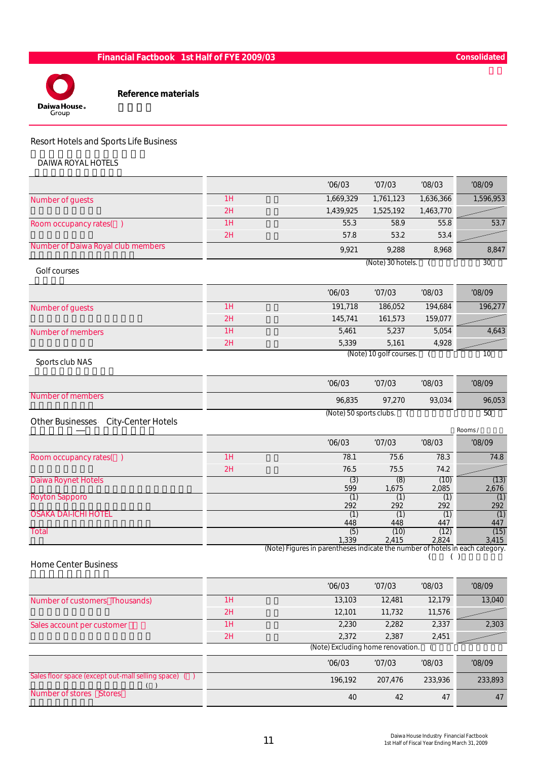# Reference materials

## Resort Hotels and Sports Life Business

### DAIWA ROYAL HOTELS

| | | '06/03 | '07/03 | '08/03 | '08/09 |
|---|---|---|---|---|---|
| Number of guests | 1H | 1,669,329 | 1,761,123 | 1,636,366 | 1,596,953 |
| | 2H | 1,439,925 | 1,525,192 | 1,463,770 | |
| Room occupancy rates( ) | 1H | 55.3 | 58.9 | 55.8 | 53.7 |
| | 2H | 57.8 | 53.2 | 53.4 | |
| Number of Daiwa Royal club members | | 9,921 | 9,288 | 8,968 | 8,847 |

(Note) 30 hotels. ( 30 )

### Golf courses

| | | '06/03 | '07/03 | '08/03 | '08/09 |
|---|---|---|---|---|---|
| Number of guests | 1H | 191,718 | 186,052 | 194,684 | 196,277 |
| | 2H | 145,741 | 161,573 | 159,077 | |
| Number of members | 1H | 5,461 | 5,237 | 5,054 | 4,643 |
| | 2H | 5,339 | 5,161 | 4,928 | |

(Note) 10 golf courses. ( 10 )

### Sports club NAS

| | '06/03 | '07/03 | '08/03 | '08/09 |
|---|---|---|---|---|
| Number of members | 96,835 | 97,270 | 93,034 | 96,053 |

(Note) 50 sports clubs. ( 50 )

## Other Businesses City-Center Hotels

Rooms /

| | | '06/03 | '07/03 | '08/03 | '08/09 |
|---|---|---|---|---|---|
| Room occupancy rates( ) | 1H | 78.1 | 75.6 | 78.3 | 74.8 |
| | 2H | 76.5 | 75.5 | 74.2 | |
| Daiwa Roynet Hotels | | (3) 599 | (8) 1,675 | (10) 2,085 | (13) 2,676 |
| Royton Sapporo | | (1) 292 | (1) 292 | (1) 292 | (1) 292 |
| OSAKA DAI-ICHI HOTEL | | (1) 448 | (1) 448 | (1) 447 | (1) 447 |
| Total | | (5) 1,339 | (10) 2,415 | (12) 2,824 | (15) 3,415 |

(Note) Figures in parentheses indicate the number of hotels in each category.
( ( ) )

## Home Center Business

| | | '06/03 | '07/03 | '08/03 | '08/09 |
|---|---|---|---|---|---|
| Number of customers(Thousands) | 1H | 13,103 | 12,481 | 12,179 | 13,040 |
| | 2H | 12,101 | 11,732 | 11,576 | |
| Sales account per customer | 1H | 2,230 | 2,282 | 2,337 | 2,303 |
| | 2H | 2,372 | 2,387 | 2,451 | |

(Note) Excluding home renovation. (

| | '06/03 | '07/03 | '08/03 | '08/09 |
|---|---|---|---|---|
| Sales floor space (except out-mall selling space) ( ) | 196,192 | 207,476 | 233,936 | 233,893 |
| Number of stores (Stores) | 40 | 42 | 47 | 47 |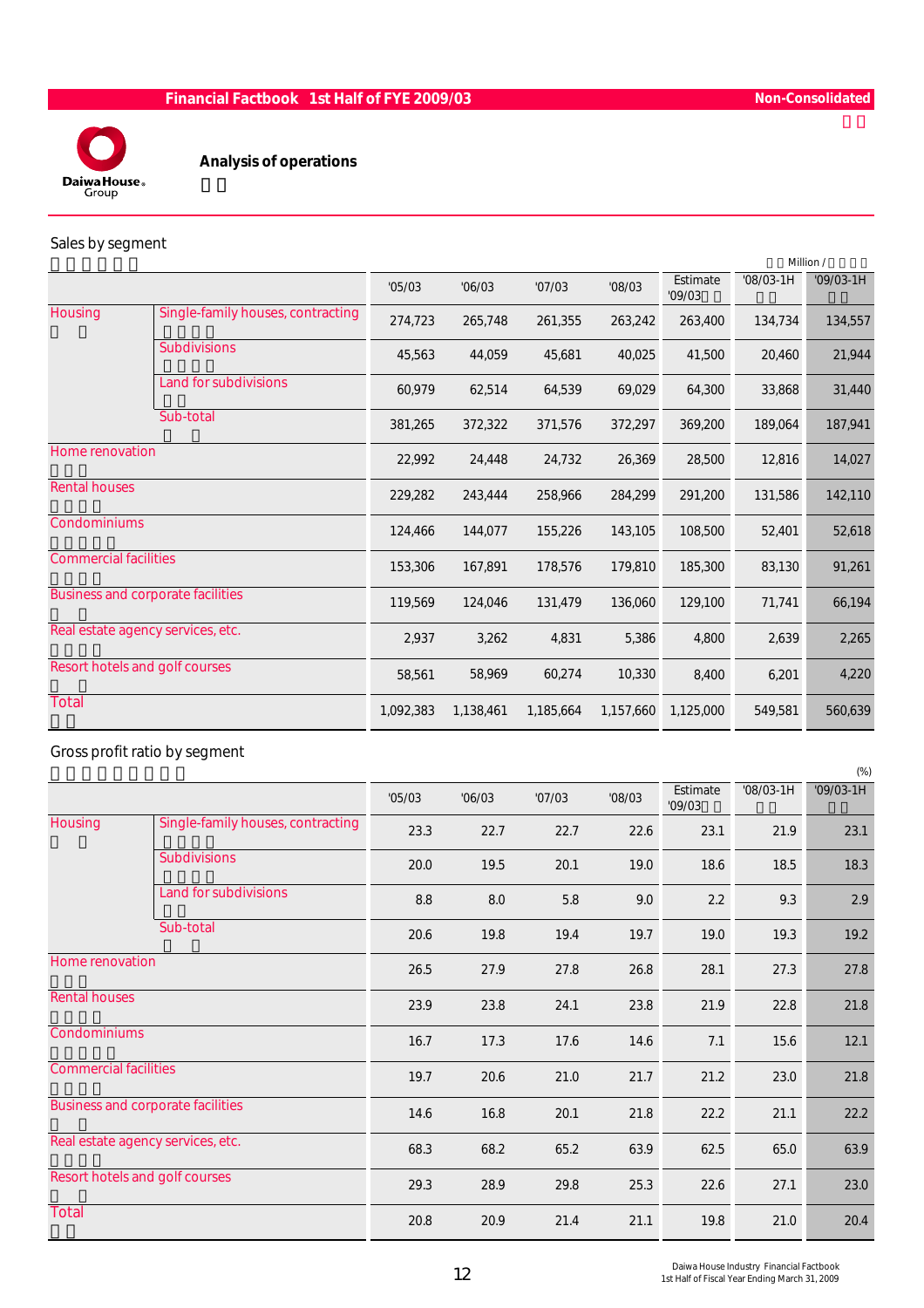## Analysis of operations

### Sales by segment

Million /

| | | '05/03 | '06/03 | '07/03 | '08/03 | Estimate '09/03 | '08/03-1H | '09/03-1H |
|---|---|---|---|---|---|---|---|---|
| Housing | Single-family houses, contracting | 274,723 | 265,748 | 261,355 | 263,242 | 263,400 | 134,734 | 134,557 |
| | Subdivisions | 45,563 | 44,059 | 45,681 | 40,025 | 41,500 | 20,460 | 21,944 |
| | Land for subdivisions | 60,979 | 62,514 | 64,539 | 69,029 | 64,300 | 33,868 | 31,440 |
| | Sub-total | 381,265 | 372,322 | 371,576 | 372,297 | 369,200 | 189,064 | 187,941 |
| Home renovation | | 22,992 | 24,448 | 24,732 | 26,369 | 28,500 | 12,816 | 14,027 |
| Rental houses | | 229,282 | 243,444 | 258,966 | 284,299 | 291,200 | 131,586 | 142,110 |
| Condominiums | | 124,466 | 144,077 | 155,226 | 143,105 | 108,500 | 52,401 | 52,618 |
| Commercial facilities | | 153,306 | 167,891 | 178,576 | 179,810 | 185,300 | 83,130 | 91,261 |
| Business and corporate facilities | | 119,569 | 124,046 | 131,479 | 136,060 | 129,100 | 71,741 | 66,194 |
| Real estate agency services, etc. | | 2,937 | 3,262 | 4,831 | 5,386 | 4,800 | 2,639 | 2,265 |
| Resort hotels and golf courses | | 58,561 | 58,969 | 60,274 | 10,330 | 8,400 | 6,201 | 4,220 |
| Total | | 1,092,383 | 1,138,461 | 1,185,664 | 1,157,660 | 1,125,000 | 549,581 | 560,639 |

### Gross profit ratio by segment

(%)

| | | '05/03 | '06/03 | '07/03 | '08/03 | Estimate '09/03 | '08/03-1H | '09/03-1H |
|---|---|---|---|---|---|---|---|---|
| Housing | Single-family houses, contracting | 23.3 | 22.7 | 22.7 | 22.6 | 23.1 | 21.9 | 23.1 |
| | Subdivisions | 20.0 | 19.5 | 20.1 | 19.0 | 18.6 | 18.5 | 18.3 |
| | Land for subdivisions | 8.8 | 8.0 | 5.8 | 9.0 | 2.2 | 9.3 | 2.9 |
| | Sub-total | 20.6 | 19.8 | 19.4 | 19.7 | 19.0 | 19.3 | 19.2 |
| Home renovation | | 26.5 | 27.9 | 27.8 | 26.8 | 28.1 | 27.3 | 27.8 |
| Rental houses | | 23.9 | 23.8 | 24.1 | 23.8 | 21.9 | 22.8 | 21.8 |
| Condominiums | | 16.7 | 17.3 | 17.6 | 14.6 | 7.1 | 15.6 | 12.1 |
| Commercial facilities | | 19.7 | 20.6 | 21.0 | 21.7 | 21.2 | 23.0 | 21.8 |
| Business and corporate facilities | | 14.6 | 16.8 | 20.1 | 21.8 | 22.2 | 21.1 | 22.2 |
| Real estate agency services, etc. | | 68.3 | 68.2 | 65.2 | 63.9 | 62.5 | 65.0 | 63.9 |
| Resort hotels and golf courses | | 29.3 | 28.9 | 29.8 | 25.3 | 22.6 | 27.1 | 23.0 |
| Total | | 20.8 | 20.9 | 21.4 | 21.1 | 19.8 | 21.0 | 20.4 |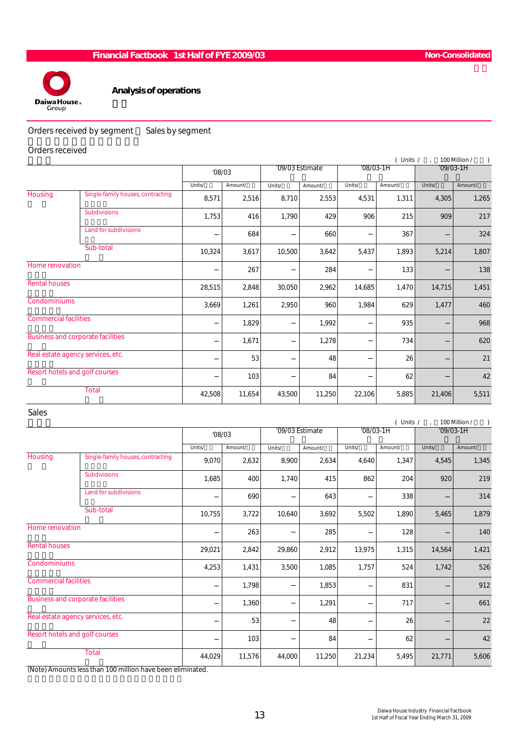## Analysis of operations

### Orders received by segment / Sales by segment

#### Orders received

(Units / , 100 Million / )

| | | '08/03 | | '09/03 Estimate | | '08/03-1H | | '09/03-1H | |
|---|---|---|---|---|---|---|---|---|---|
| | | Units/ | Amount/ | Units/ | Amount/ | Units/ | Amount/ | Units/ | Amount/ |
| Housing | Single-family houses, contracting | 8,571 | 2,516 | 8,710 | 2,553 | 4,531 | 1,311 | 4,305 | 1,265 |
| | Subdivisions | 1,753 | 416 | 1,790 | 429 | 906 | 215 | 909 | 217 |
| | Land for subdivisions | – | 684 | – | 660 | – | 367 | – | 324 |
| | Sub-total | 10,324 | 3,617 | 10,500 | 3,642 | 5,437 | 1,893 | 5,214 | 1,807 |
| Home renovation | | – | 267 | – | 284 | – | 133 | – | 138 |
| Rental houses | | 28,515 | 2,848 | 30,050 | 2,962 | 14,685 | 1,470 | 14,715 | 1,451 |
| Condominiums | | 3,669 | 1,261 | 2,950 | 960 | 1,984 | 629 | 1,477 | 460 |
| Commercial facilities | | – | 1,829 | – | 1,992 | – | 935 | – | 968 |
| Business and corporate facilities | | – | 1,671 | – | 1,278 | – | 734 | – | 620 |
| Real estate agency services, etc. | | – | 53 | – | 48 | – | 26 | – | 21 |
| Resort hotels and golf courses | | – | 103 | – | 84 | – | 62 | – | 42 |
| | Total | 42,508 | 11,654 | 43,500 | 11,250 | 22,106 | 5,885 | 21,406 | 5,511 |

#### Sales

(Units / , 100 Million / )

| | | '08/03 | | '09/03 Estimate | | '08/03-1H | | '09/03-1H | |
|---|---|---|---|---|---|---|---|---|---|
| | | Units/ | Amount/ | Units/ | Amount/ | Units/ | Amount/ | Units/ | Amount/ |
| Housing | Single-family houses, contracting | 9,070 | 2,632 | 8,900 | 2,634 | 4,640 | 1,347 | 4,545 | 1,345 |
| | Subdivisions | 1,685 | 400 | 1,740 | 415 | 862 | 204 | 920 | 219 |
| | Land for subdivisions | – | 690 | – | 643 | – | 338 | – | 314 |
| | Sub-total | 10,755 | 3,722 | 10,640 | 3,692 | 5,502 | 1,890 | 5,465 | 1,879 |
| Home renovation | | – | 263 | – | 285 | – | 128 | – | 140 |
| Rental houses | | 29,021 | 2,842 | 29,860 | 2,912 | 13,975 | 1,315 | 14,564 | 1,421 |
| Condominiums | | 4,253 | 1,431 | 3,500 | 1,085 | 1,757 | 524 | 1,742 | 526 |
| Commercial facilities | | – | 1,798 | – | 1,853 | – | 831 | – | 912 |
| Business and corporate facilities | | – | 1,360 | – | 1,291 | – | 717 | – | 661 |
| Real estate agency services, etc. | | – | 53 | – | 48 | – | 26 | – | 22 |
| Resort hotels and golf courses | | – | 103 | – | 84 | – | 62 | – | 42 |
| | Total | 44,029 | 11,576 | 44,000 | 11,250 | 21,234 | 5,495 | 21,771 | 5,606 |

(Note) Amounts less than 100 million have been eliminated.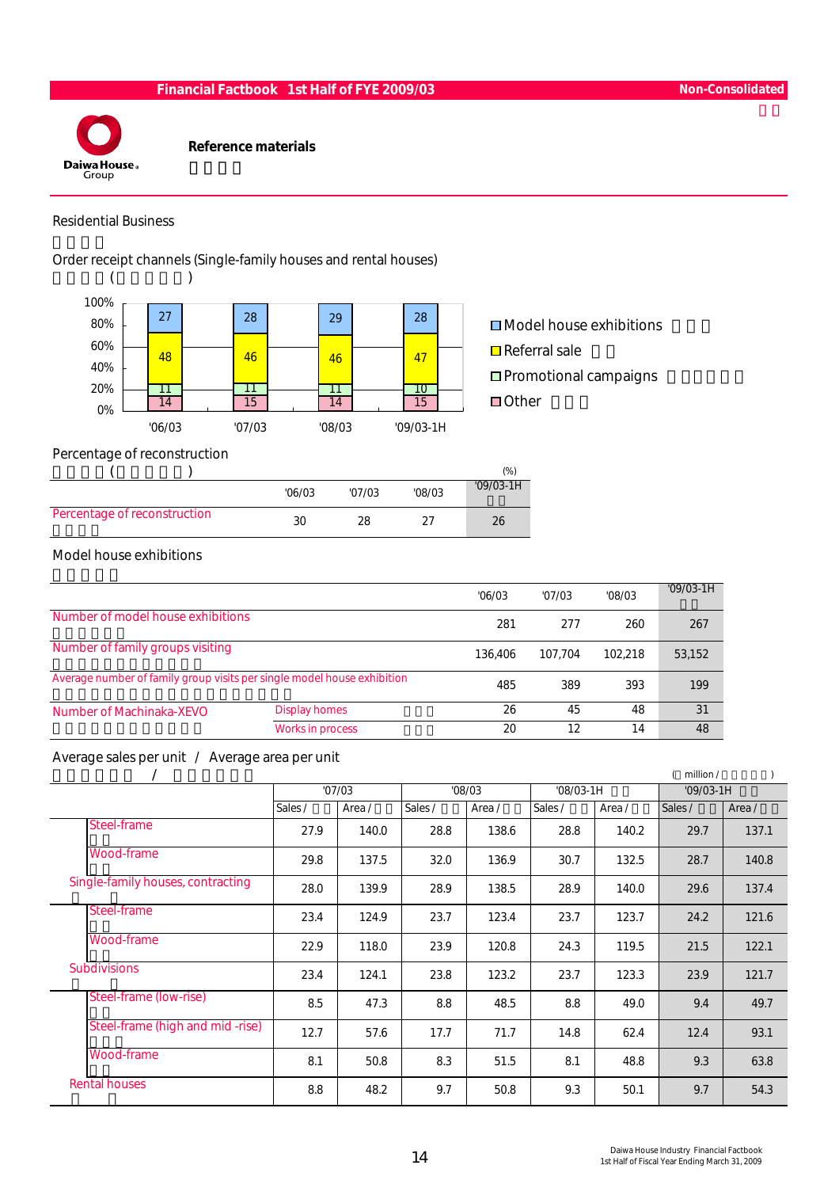# Reference materials

## Residential Business

### Order receipt channels (Single-family houses and rental houses)

| | '06/03 | '07/03 | '08/03 | '09/03-1H |
|---|---|---|---|---|
| Model house exhibitions | 27 | 28 | 29 | 28 |
| Referral sale | 48 | 46 | 46 | 47 |
| Promotional campaigns | 11 | 11 | 11 | 10 |
| Other | 14 | 15 | 14 | 15 |

### Percentage of reconstruction

(%)

| | '06/03 | '07/03 | '08/03 | '09/03-1H |
|---|---|---|---|---|
| Percentage of reconstruction | 30 | 28 | 27 | 26 |

### Model house exhibitions

| | | '06/03 | '07/03 | '08/03 | '09/03-1H |
|---|---|---|---|---|---|
| Number of model house exhibitions | | 281 | 277 | 260 | 267 |
| Number of family groups visiting | | 136,406 | 107,704 | 102,218 | 53,152 |
| Average number of family group visits per single model house exhibition | | 485 | 389 | 393 | 199 |
| Number of Machinaka-XEVO | Display homes | 26 | 45 | 48 | 31 |
| | Works in process | 20 | 12 | 14 | 48 |

### Average sales per unit / Average area per unit

( million / )

| | '07/03 | | '08/03 | | '08/03-1H | | '09/03-1H | |
|---|---|---|---|---|---|---|---|---|
| | Sales / | Area / | Sales / | Area / | Sales / | Area / | Sales / | Area / |
| Steel-frame | 27.9 | 140.0 | 28.8 | 138.6 | 28.8 | 140.2 | 29.7 | 137.1 |
| Wood-frame | 29.8 | 137.5 | 32.0 | 136.9 | 30.7 | 132.5 | 28.7 | 140.8 |
| Single-family houses, contracting | 28.0 | 139.9 | 28.9 | 138.5 | 28.9 | 140.0 | 29.6 | 137.4 |
| Steel-frame | 23.4 | 124.9 | 23.7 | 123.4 | 23.7 | 123.7 | 24.2 | 121.6 |
| Wood-frame | 22.9 | 118.0 | 23.9 | 120.8 | 24.3 | 119.5 | 21.5 | 122.1 |
| Subdivisions | 23.4 | 124.1 | 23.8 | 123.2 | 23.7 | 123.3 | 23.9 | 121.7 |
| Steel-frame (low-rise) | 8.5 | 47.3 | 8.8 | 48.5 | 8.8 | 49.0 | 9.4 | 49.7 |
| Steel-frame (high and mid -rise) | 12.7 | 57.6 | 17.7 | 71.7 | 14.8 | 62.4 | 12.4 | 93.1 |
| Wood-frame | 8.1 | 50.8 | 8.3 | 51.5 | 8.1 | 48.8 | 9.3 | 63.8 |
| Rental houses | 8.8 | 48.2 | 9.7 | 50.8 | 9.3 | 50.1 | 9.7 | 54.3 |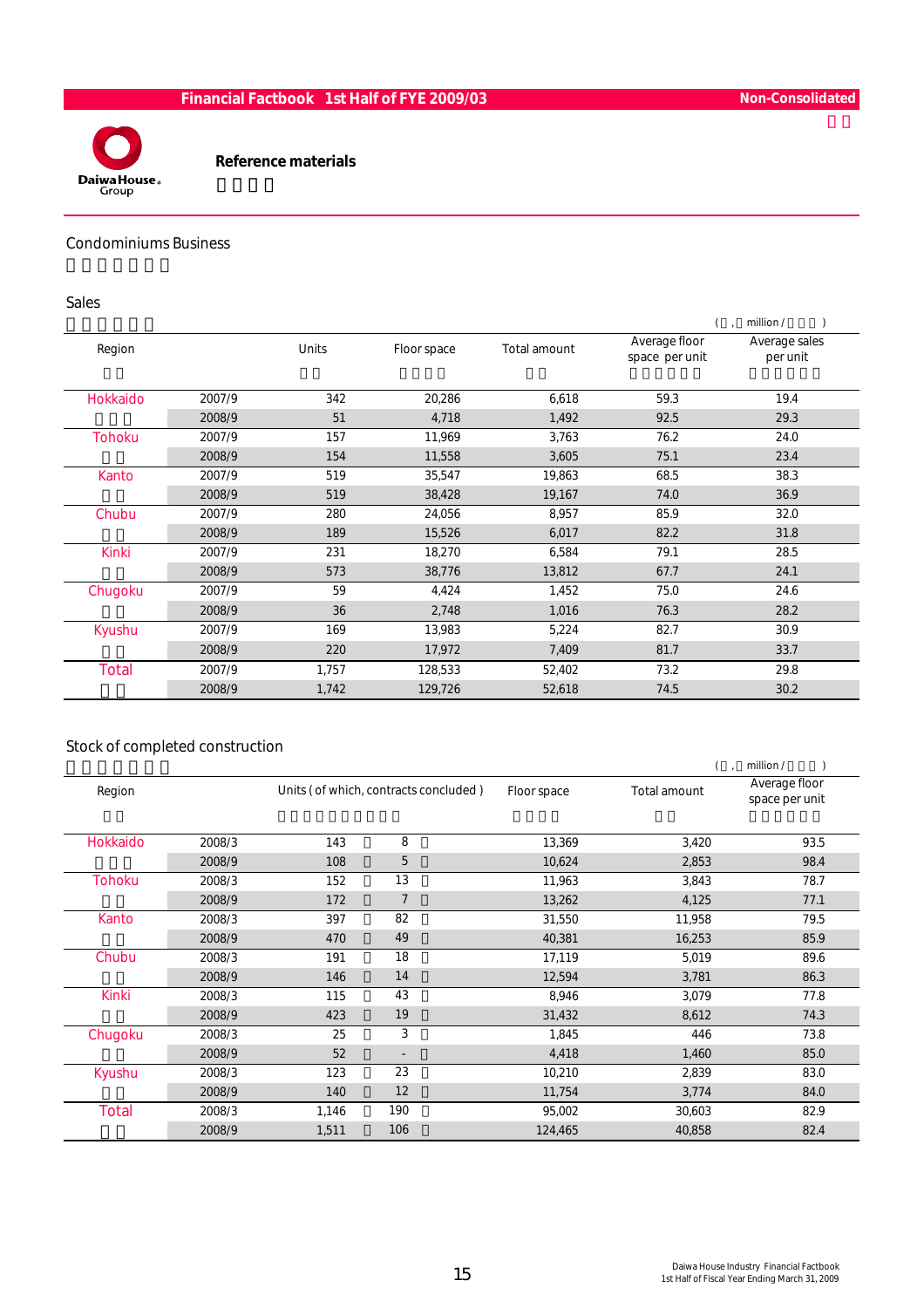# Reference materials

## Condominiums Business

### Sales

( , million / )

| Region | | Units | Floor space | Total amount | Average floor space per unit | Average sales per unit |
|---|---|---|---|---|---|---|
| Hokkaido | 2007/9 | 342 | 20,286 | 6,618 | 59.3 | 19.4 |
| | 2008/9 | 51 | 4,718 | 1,492 | 92.5 | 29.3 |
| Tohoku | 2007/9 | 157 | 11,969 | 3,763 | 76.2 | 24.0 |
| | 2008/9 | 154 | 11,558 | 3,605 | 75.1 | 23.4 |
| Kanto | 2007/9 | 519 | 35,547 | 19,863 | 68.5 | 38.3 |
| | 2008/9 | 519 | 38,428 | 19,167 | 74.0 | 36.9 |
| Chubu | 2007/9 | 280 | 24,056 | 8,957 | 85.9 | 32.0 |
| | 2008/9 | 189 | 15,526 | 6,017 | 82.2 | 31.8 |
| Kinki | 2007/9 | 231 | 18,270 | 6,584 | 79.1 | 28.5 |
| | 2008/9 | 573 | 38,776 | 13,812 | 67.7 | 24.1 |
| Chugoku | 2007/9 | 59 | 4,424 | 1,452 | 75.0 | 24.6 |
| | 2008/9 | 36 | 2,748 | 1,016 | 76.3 | 28.2 |
| Kyushu | 2007/9 | 169 | 13,983 | 5,224 | 82.7 | 30.9 |
| | 2008/9 | 220 | 17,972 | 7,409 | 81.7 | 33.7 |
| Total | 2007/9 | 1,757 | 128,533 | 52,402 | 73.2 | 29.8 |
| | 2008/9 | 1,742 | 129,726 | 52,618 | 74.5 | 30.2 |

### Stock of completed construction

( , million / )

| Region | | Units | (of which, contracts concluded) | Floor space | Total amount | Average floor space per unit |
|---|---|---|---|---|---|---|
| Hokkaido | 2008/3 | 143 | 8 | 13,369 | 3,420 | 93.5 |
| | 2008/9 | 108 | 5 | 10,624 | 2,853 | 98.4 |
| Tohoku | 2008/3 | 152 | 13 | 11,963 | 3,843 | 78.7 |
| | 2008/9 | 172 | 7 | 13,262 | 4,125 | 77.1 |
| Kanto | 2008/3 | 397 | 82 | 31,550 | 11,958 | 79.5 |
| | 2008/9 | 470 | 49 | 40,381 | 16,253 | 85.9 |
| Chubu | 2008/3 | 191 | 18 | 17,119 | 5,019 | 89.6 |
| | 2008/9 | 146 | 14 | 12,594 | 3,781 | 86.3 |
| Kinki | 2008/3 | 115 | 43 | 8,946 | 3,079 | 77.8 |
| | 2008/9 | 423 | 19 | 31,432 | 8,612 | 74.3 |
| Chugoku | 2008/3 | 25 | 3 | 1,845 | 446 | 73.8 |
| | 2008/9 | 52 | - | 4,418 | 1,460 | 85.0 |
| Kyushu | 2008/3 | 123 | 23 | 10,210 | 2,839 | 83.0 |
| | 2008/9 | 140 | 12 | 11,754 | 3,774 | 84.0 |
| Total | 2008/3 | 1,146 | 190 | 95,002 | 30,603 | 82.9 |
| | 2008/9 | 1,511 | 106 | 124,465 | 40,858 | 82.4 |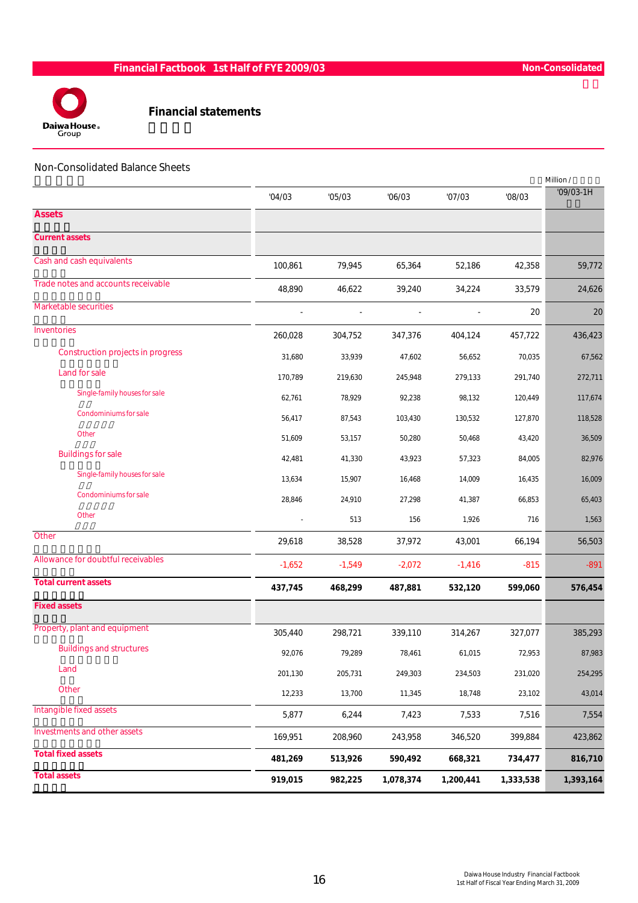## Financial statements

### Non-Consolidated Balance Sheets

Million /

| | '04/03 | '05/03 | '06/03 | '07/03 | '08/03 | '09/03-1H |
|---|---|---|---|---|---|---|
| **Assets** | | | | | | |
| **Current assets** | | | | | | |
| Cash and cash equivalents | 100,861 | 79,945 | 65,364 | 52,186 | 42,358 | 59,772 |
| Trade notes and accounts receivable | 48,890 | 46,622 | 39,240 | 34,224 | 33,579 | 24,626 |
| Marketable securities | - | - | - | - | 20 | 20 |
| Inventories | 260,028 | 304,752 | 347,376 | 404,124 | 457,722 | 436,423 |
| Construction projects in progress | 31,680 | 33,939 | 47,602 | 56,652 | 70,035 | 67,562 |
| Land for sale | 170,789 | 219,630 | 245,948 | 279,133 | 291,740 | 272,711 |
| Single-family houses for sale | 62,761 | 78,929 | 92,238 | 98,132 | 120,449 | 117,674 |
| Condominiums for sale | 56,417 | 87,543 | 103,430 | 130,532 | 127,870 | 118,528 |
| Other | 51,609 | 53,157 | 50,280 | 50,468 | 43,420 | 36,509 |
| Buildings for sale | 42,481 | 41,330 | 43,923 | 57,323 | 84,005 | 82,976 |
| Single-family houses for sale | 13,634 | 15,907 | 16,468 | 14,009 | 16,435 | 16,009 |
| Condominiums for sale | 28,846 | 24,910 | 27,298 | 41,387 | 66,853 | 65,403 |
| Other | - | 513 | 156 | 1,926 | 716 | 1,563 |
| Other | 29,618 | 38,528 | 37,972 | 43,001 | 66,194 | 56,503 |
| Allowance for doubtful receivables | -1,652 | -1,549 | -2,072 | -1,416 | -815 | -891 |
| **Total current assets** | **437,745** | **468,299** | **487,881** | **532,120** | **599,060** | **576,454** |
| **Fixed assets** | | | | | | |
| Property, plant and equipment | 305,440 | 298,721 | 339,110 | 314,267 | 327,077 | 385,293 |
| Buildings and structures | 92,076 | 79,289 | 78,461 | 61,015 | 72,953 | 87,983 |
| Land | 201,130 | 205,731 | 249,303 | 234,503 | 231,020 | 254,295 |
| Other | 12,233 | 13,700 | 11,345 | 18,748 | 23,102 | 43,014 |
| Intangible fixed assets | 5,877 | 6,244 | 7,423 | 7,533 | 7,516 | 7,554 |
| Investments and other assets | 169,951 | 208,960 | 243,958 | 346,520 | 399,884 | 423,862 |
| **Total fixed assets** | **481,269** | **513,926** | **590,492** | **668,321** | **734,477** | **816,710** |
| **Total assets** | **919,015** | **982,225** | **1,078,374** | **1,200,441** | **1,333,538** | **1,393,164** |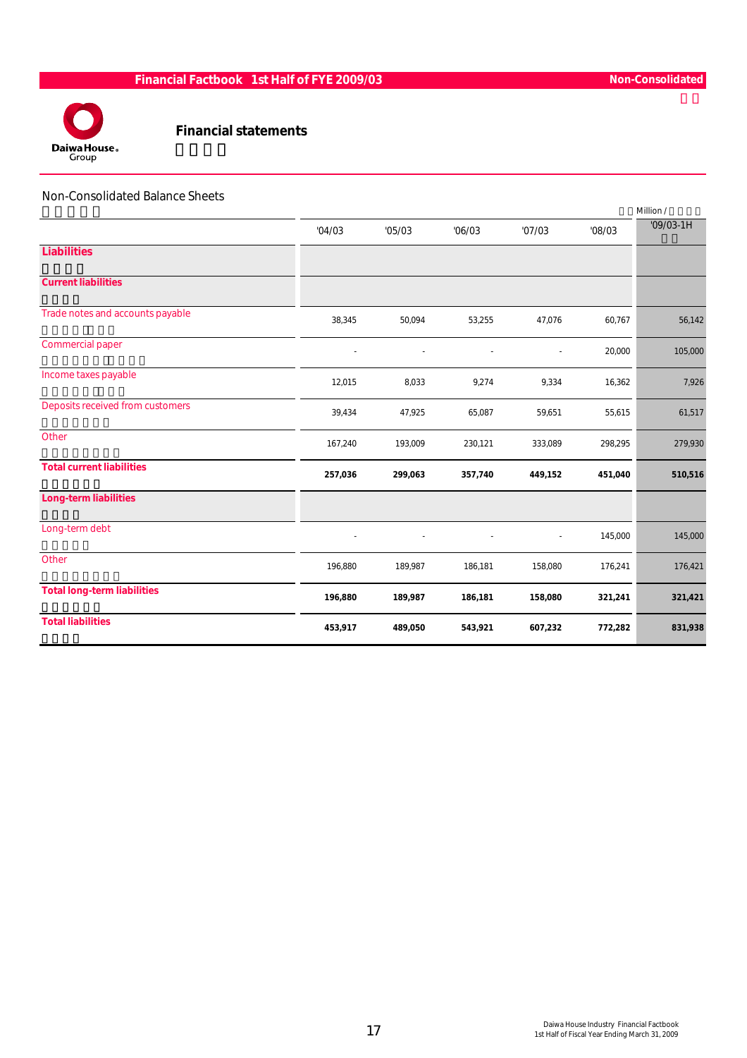## Financial statements

### Non-Consolidated Balance Sheets

Million /

| | '04/03 | '05/03 | '06/03 | '07/03 | '08/03 | '09/03-1H |
|---|---|---|---|---|---|---|
| **Liabilities** | | | | | | |
| **Current liabilities** | | | | | | |
| Trade notes and accounts payable | 38,345 | 50,094 | 53,255 | 47,076 | 60,767 | 56,142 |
| Commercial paper | - | - | - | - | 20,000 | 105,000 |
| Income taxes payable | 12,015 | 8,033 | 9,274 | 9,334 | 16,362 | 7,926 |
| Deposits received from customers | 39,434 | 47,925 | 65,087 | 59,651 | 55,615 | 61,517 |
| Other | 167,240 | 193,009 | 230,121 | 333,089 | 298,295 | 279,930 |
| **Total current liabilities** | **257,036** | **299,063** | **357,740** | **449,152** | **451,040** | **510,516** |
| **Long-term liabilities** | | | | | | |
| Long-term debt | - | - | - | - | 145,000 | 145,000 |
| Other | 196,880 | 189,987 | 186,181 | 158,080 | 176,241 | 176,421 |
| **Total long-term liabilities** | **196,880** | **189,987** | **186,181** | **158,080** | **321,241** | **321,421** |
| **Total liabilities** | **453,917** | **489,050** | **543,921** | **607,232** | **772,282** | **831,938** |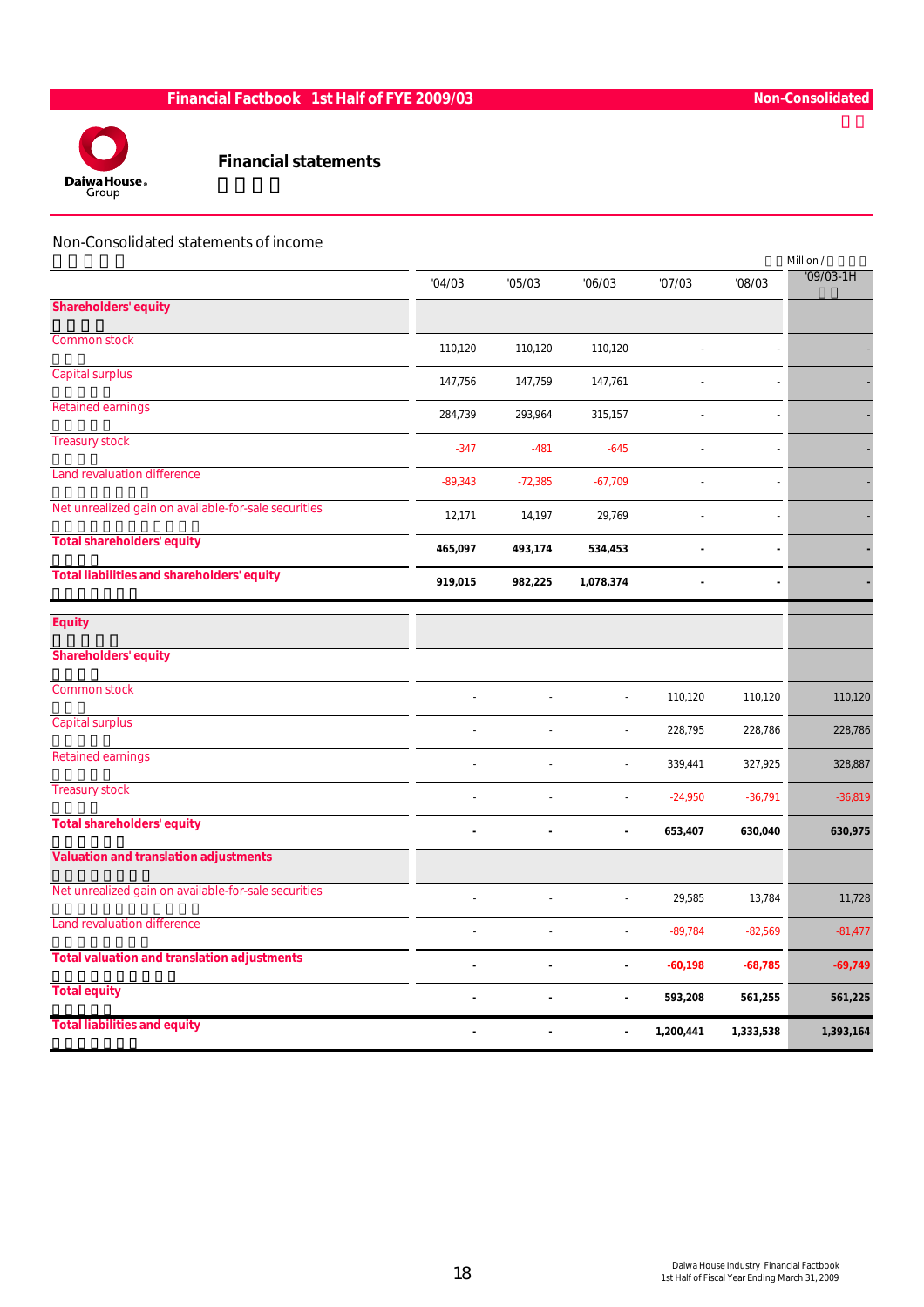# Financial statements

## Non-Consolidated statements of income

Million /

| | '04/03 | '05/03 | '06/03 | '07/03 | '08/03 | '09/03-1H |
|---|---|---|---|---|---|---|
| **Shareholders' equity** | | | | | | |
| Common stock | 110,120 | 110,120 | 110,120 | - | - | - |
| Capital surplus | 147,756 | 147,759 | 147,761 | - | - | - |
| Retained earnings | 284,739 | 293,964 | 315,157 | - | - | - |
| Treasury stock | -347 | -481 | -645 | - | - | - |
| Land revaluation difference | -89,343 | -72,385 | -67,709 | - | - | - |
| Net unrealized gain on available-for-sale securities | 12,171 | 14,197 | 29,769 | - | - | - |
| **Total shareholders' equity** | **465,097** | **493,174** | **534,453** | **-** | **-** | **-** |
| **Total liabilities and shareholders' equity** | **919,015** | **982,225** | **1,078,374** | **-** | **-** | **-** |
| **Equity** | | | | | | |
| **Shareholders' equity** | | | | | | |
| Common stock | - | - | - | 110,120 | 110,120 | 110,120 |
| Capital surplus | - | - | - | 228,795 | 228,786 | 228,786 |
| Retained earnings | - | - | - | 339,441 | 327,925 | 328,887 |
| Treasury stock | - | - | - | -24,950 | -36,791 | -36,819 |
| **Total shareholders' equity** | **-** | **-** | **-** | **653,407** | **630,040** | **630,975** |
| **Valuation and translation adjustments** | | | | | | |
| Net unrealized gain on available-for-sale securities | - | - | - | 29,585 | 13,784 | 11,728 |
| Land revaluation difference | - | - | - | -89,784 | -82,569 | -81,477 |
| **Total valuation and translation adjustments** | **-** | **-** | **-** | **-60,198** | **-68,785** | **-69,749** |
| **Total equity** | **-** | **-** | **-** | **593,208** | **561,255** | **561,225** |
| **Total liabilities and equity** | **-** | **-** | **-** | **1,200,441** | **1,333,538** | **1,393,164** |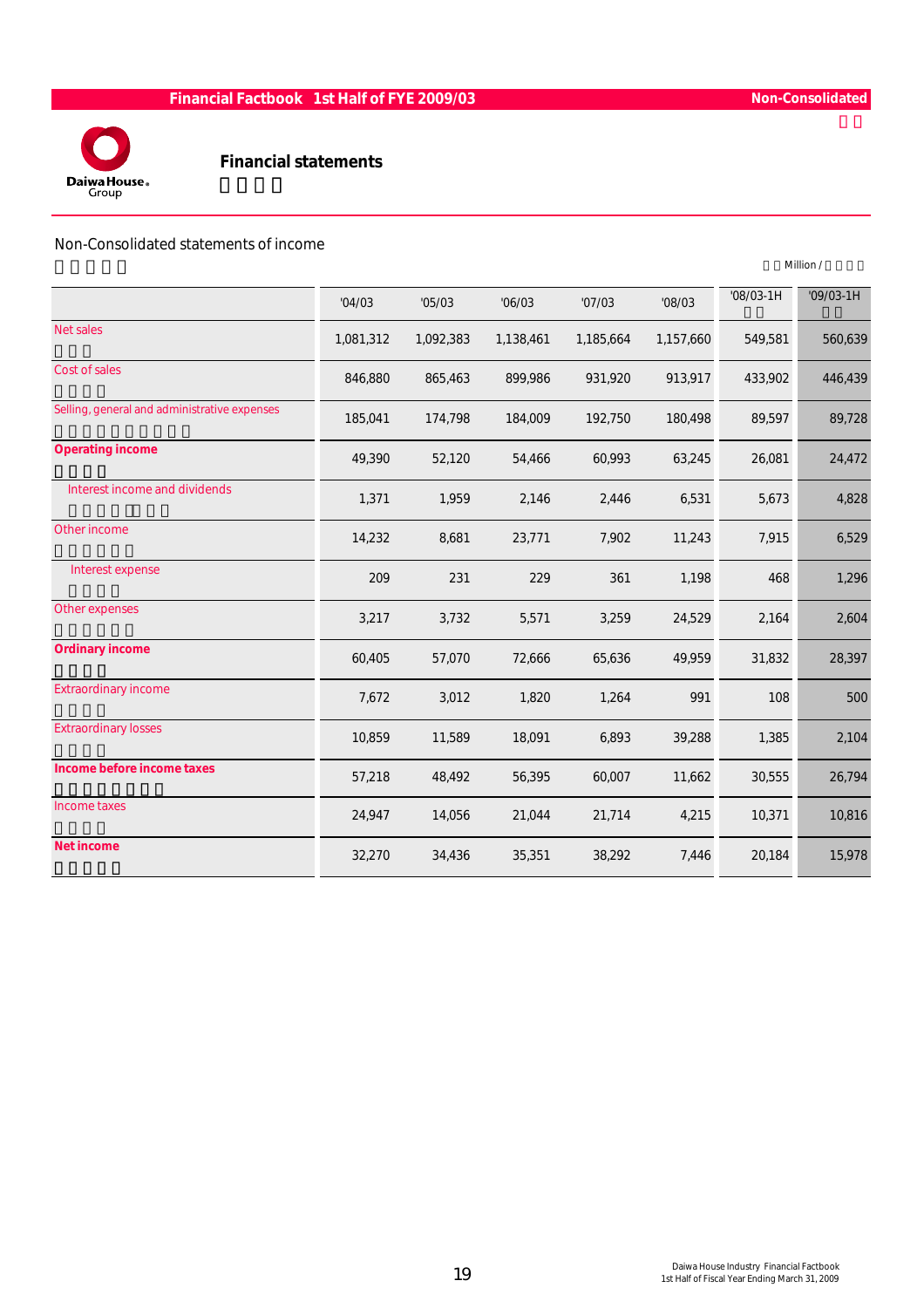# Financial statements

## Non-Consolidated statements of income

Million /

| | '04/03 | '05/03 | '06/03 | '07/03 | '08/03 | '08/03-1H | '09/03-1H |
|---|---|---|---|---|---|---|---|
| Net sales | 1,081,312 | 1,092,383 | 1,138,461 | 1,185,664 | 1,157,660 | 549,581 | 560,639 |
| Cost of sales | 846,880 | 865,463 | 899,986 | 931,920 | 913,917 | 433,902 | 446,439 |
| Selling, general and administrative expenses | 185,041 | 174,798 | 184,009 | 192,750 | 180,498 | 89,597 | 89,728 |
| **Operating income** | 49,390 | 52,120 | 54,466 | 60,993 | 63,245 | 26,081 | 24,472 |
| Interest income and dividends | 1,371 | 1,959 | 2,146 | 2,446 | 6,531 | 5,673 | 4,828 |
| Other income | 14,232 | 8,681 | 23,771 | 7,902 | 11,243 | 7,915 | 6,529 |
| Interest expense | 209 | 231 | 229 | 361 | 1,198 | 468 | 1,296 |
| Other expenses | 3,217 | 3,732 | 5,571 | 3,259 | 24,529 | 2,164 | 2,604 |
| **Ordinary income** | 60,405 | 57,070 | 72,666 | 65,636 | 49,959 | 31,832 | 28,397 |
| Extraordinary income | 7,672 | 3,012 | 1,820 | 1,264 | 991 | 108 | 500 |
| Extraordinary losses | 10,859 | 11,589 | 18,091 | 6,893 | 39,288 | 1,385 | 2,104 |
| **Income before income taxes** | 57,218 | 48,492 | 56,395 | 60,007 | 11,662 | 30,555 | 26,794 |
| Income taxes | 24,947 | 14,056 | 21,044 | 21,714 | 4,215 | 10,371 | 10,816 |
| **Net income** | 32,270 | 34,436 | 35,351 | 38,292 | 7,446 | 20,184 | 15,978 |